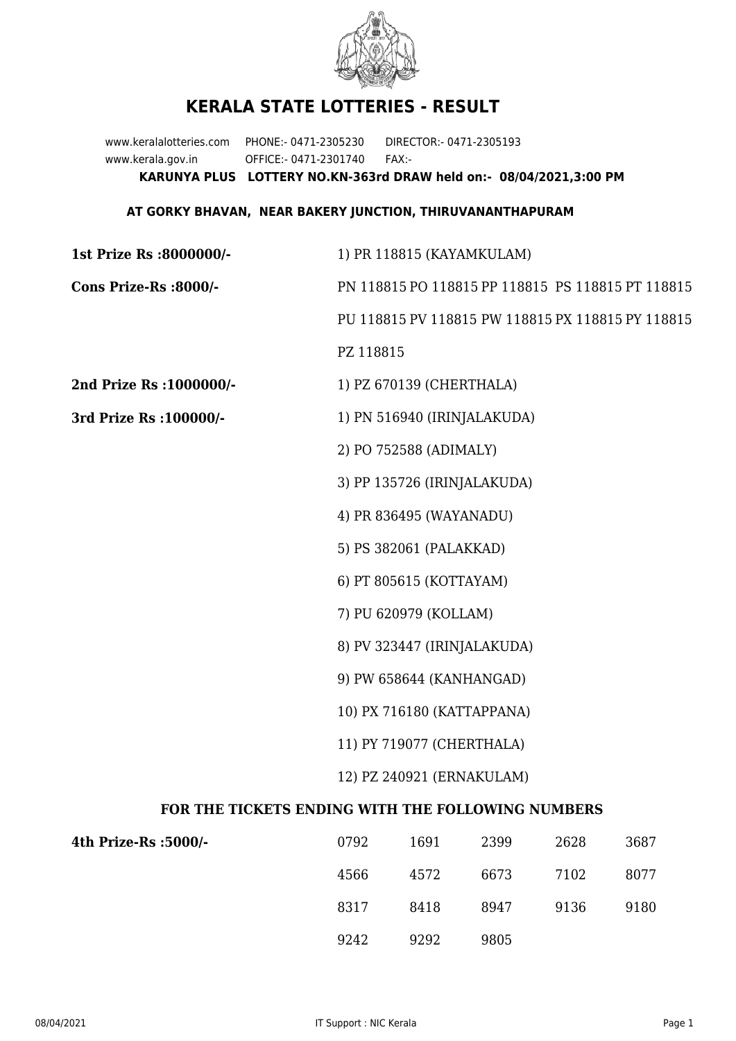# KERALA STATE LOTTERIES - RESULT

www.keralalotteries.com PHONE:- 0471-2305230 DIRECTOR:- 0471-2305193
www.kerala.gov.in OFFICE:- 0471-2301740 FAX:-

**KARUNYA PLUS LOTTERY NO.KN-363rd DRAW held on:- 08/04/2021,3:00 PM**

**AT GORKY BHAVAN, NEAR BAKERY JUNCTION, THIRUVANANTHAPURAM**

**1st Prize Rs :8000000/-** 1) PR 118815 (KAYAMKULAM)

**Cons Prize-Rs :8000/-** PN 118815 PO 118815 PP 118815 PS 118815 PT 118815 PU 118815 PV 118815 PW 118815 PX 118815 PY 118815 PZ 118815

**2nd Prize Rs :1000000/-** 1) PZ 670139 (CHERTHALA)

**3rd Prize Rs :100000/-**

1) PN 516940 (IRINJALAKUDA)
2) PO 752588 (ADIMALY)
3) PP 135726 (IRINJALAKUDA)
4) PR 836495 (WAYANADU)
5) PS 382061 (PALAKKAD)
6) PT 805615 (KOTTAYAM)
7) PU 620979 (KOLLAM)
8) PV 323447 (IRINJALAKUDA)
9) PW 658644 (KANHANGAD)
10) PX 716180 (KATTAPPANA)
11) PY 719077 (CHERTHALA)
12) PZ 240921 (ERNAKULAM)

### FOR THE TICKETS ENDING WITH THE FOLLOWING NUMBERS

**4th Prize-Rs :5000/-**

| | | | | |
|---|---|---|---|---|
| 0792 | 1691 | 2399 | 2628 | 3687 |
| 4566 | 4572 | 6673 | 7102 | 8077 |
| 8317 | 8418 | 8947 | 9136 | 9180 |
| 9242 | 9292 | 9805 | | |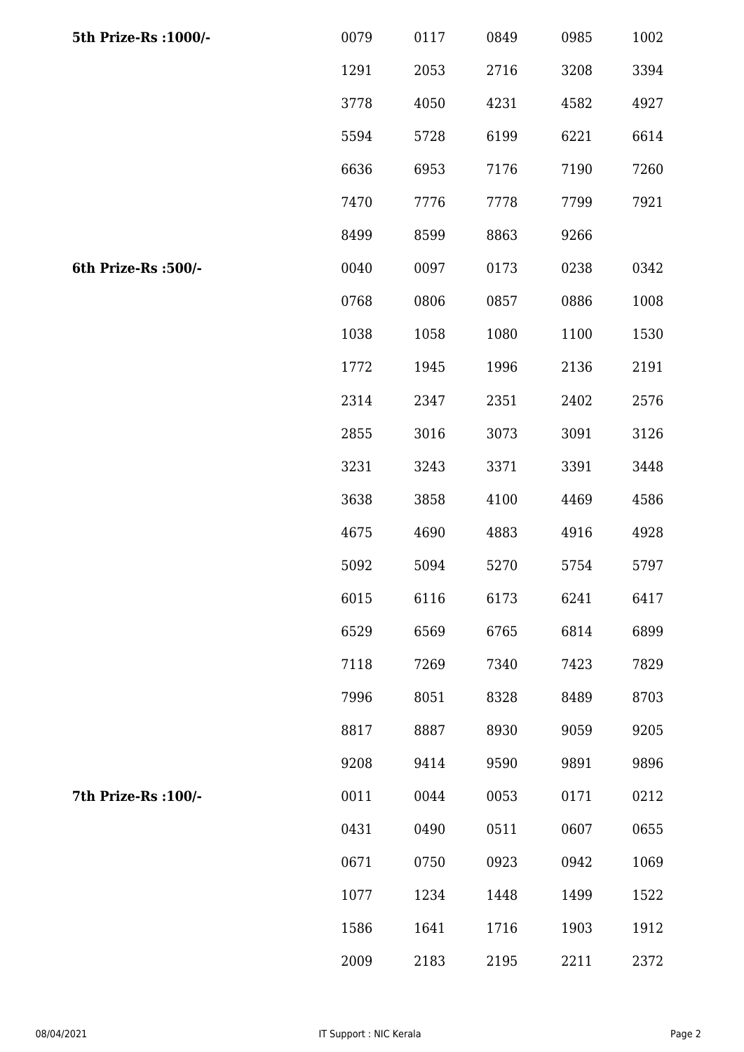| | | | | | |
|---|---|---|---|---|---|
| **5th Prize-Rs :1000/-** | 0079 | 0117 | 0849 | 0985 | 1002 |
| | 1291 | 2053 | 2716 | 3208 | 3394 |
| | 3778 | 4050 | 4231 | 4582 | 4927 |
| | 5594 | 5728 | 6199 | 6221 | 6614 |
| | 6636 | 6953 | 7176 | 7190 | 7260 |
| | 7470 | 7776 | 7778 | 7799 | 7921 |
| | 8499 | 8599 | 8863 | 9266 | |
| **6th Prize-Rs :500/-** | 0040 | 0097 | 0173 | 0238 | 0342 |
| | 0768 | 0806 | 0857 | 0886 | 1008 |
| | 1038 | 1058 | 1080 | 1100 | 1530 |
| | 1772 | 1945 | 1996 | 2136 | 2191 |
| | 2314 | 2347 | 2351 | 2402 | 2576 |
| | 2855 | 3016 | 3073 | 3091 | 3126 |
| | 3231 | 3243 | 3371 | 3391 | 3448 |
| | 3638 | 3858 | 4100 | 4469 | 4586 |
| | 4675 | 4690 | 4883 | 4916 | 4928 |
| | 5092 | 5094 | 5270 | 5754 | 5797 |
| | 6015 | 6116 | 6173 | 6241 | 6417 |
| | 6529 | 6569 | 6765 | 6814 | 6899 |
| | 7118 | 7269 | 7340 | 7423 | 7829 |
| | 7996 | 8051 | 8328 | 8489 | 8703 |
| | 8817 | 8887 | 8930 | 9059 | 9205 |
| | 9208 | 9414 | 9590 | 9891 | 9896 |
| **7th Prize-Rs :100/-** | 0011 | 0044 | 0053 | 0171 | 0212 |
| | 0431 | 0490 | 0511 | 0607 | 0655 |
| | 0671 | 0750 | 0923 | 0942 | 1069 |
| | 1077 | 1234 | 1448 | 1499 | 1522 |
| | 1586 | 1641 | 1716 | 1903 | 1912 |
| | 2009 | 2183 | 2195 | 2211 | 2372 |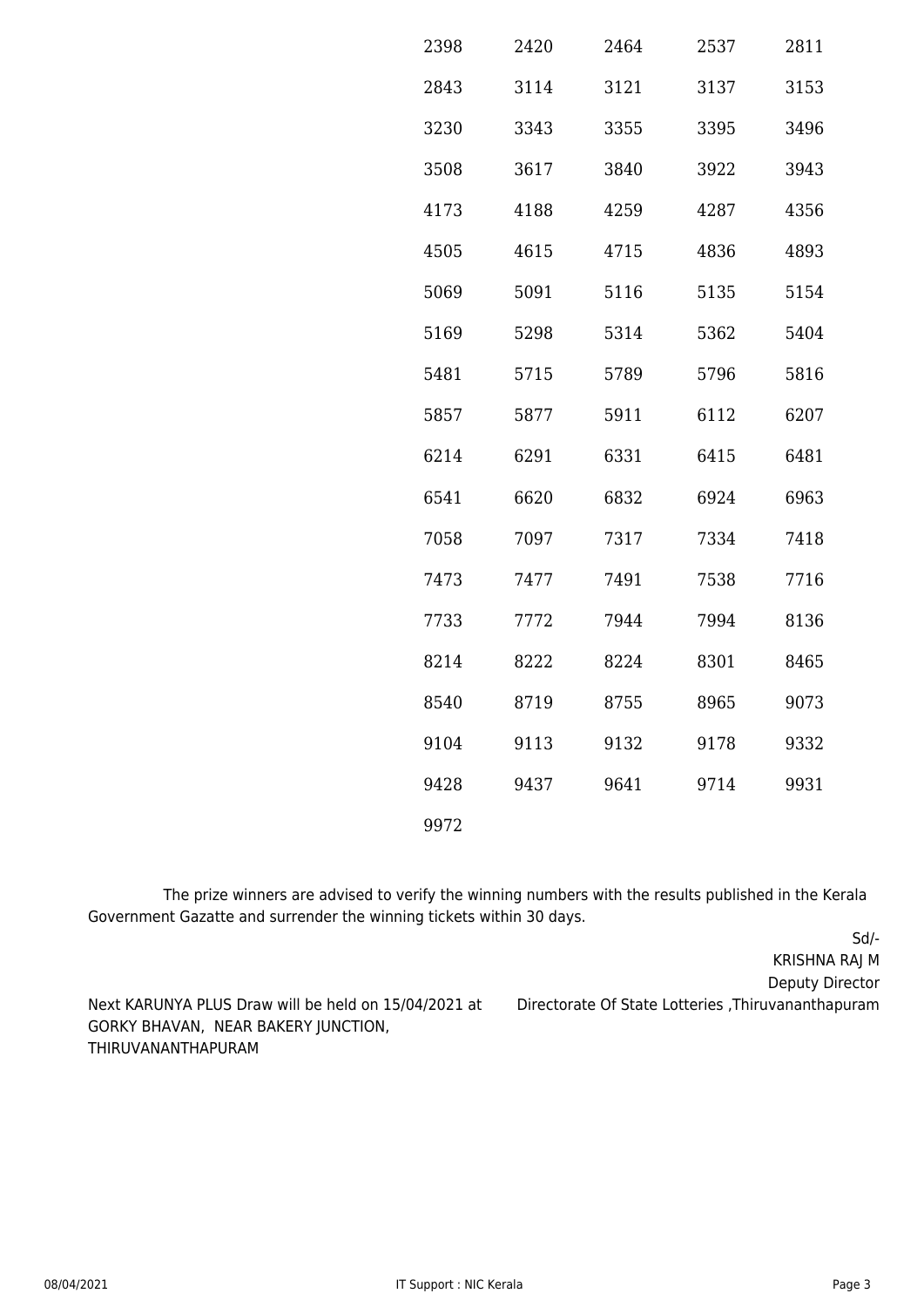| | | | | |
|---|---|---|---|---|
| 2398 | 2420 | 2464 | 2537 | 2811 |
| 2843 | 3114 | 3121 | 3137 | 3153 |
| 3230 | 3343 | 3355 | 3395 | 3496 |
| 3508 | 3617 | 3840 | 3922 | 3943 |
| 4173 | 4188 | 4259 | 4287 | 4356 |
| 4505 | 4615 | 4715 | 4836 | 4893 |
| 5069 | 5091 | 5116 | 5135 | 5154 |
| 5169 | 5298 | 5314 | 5362 | 5404 |
| 5481 | 5715 | 5789 | 5796 | 5816 |
| 5857 | 5877 | 5911 | 6112 | 6207 |
| 6214 | 6291 | 6331 | 6415 | 6481 |
| 6541 | 6620 | 6832 | 6924 | 6963 |
| 7058 | 7097 | 7317 | 7334 | 7418 |
| 7473 | 7477 | 7491 | 7538 | 7716 |
| 7733 | 7772 | 7944 | 7994 | 8136 |
| 8214 | 8222 | 8224 | 8301 | 8465 |
| 8540 | 8719 | 8755 | 8965 | 9073 |
| 9104 | 9113 | 9132 | 9178 | 9332 |
| 9428 | 9437 | 9641 | 9714 | 9931 |
| 9972 | | | | |

The prize winners are advised to verify the winning numbers with the results published in the Kerala Government Gazatte and surrender the winning tickets within 30 days.

Sd/-
KRISHNA RAJ M
Deputy Director
Directorate Of State Lotteries ,Thiruvananthapuram

Next KARUNYA PLUS Draw will be held on 15/04/2021 at GORKY BHAVAN, NEAR BAKERY JUNCTION, THIRUVANANTHAPURAM